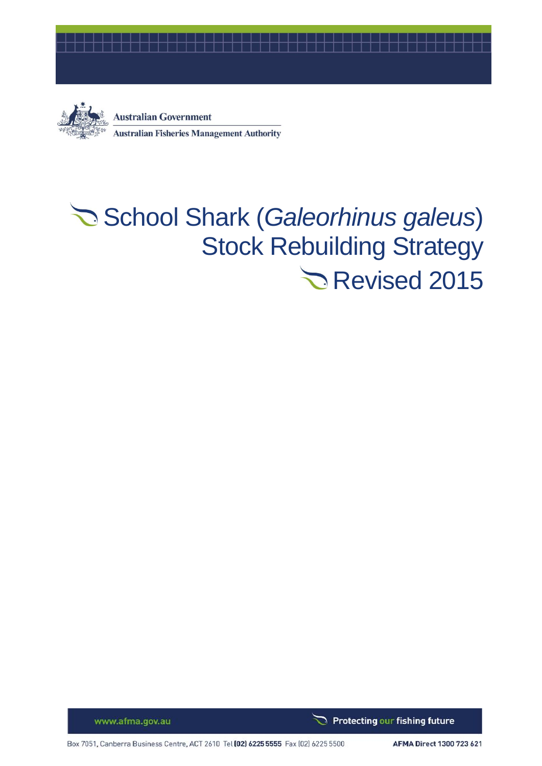Australian Government

Australian Fisheries Management Authority

# School Shark (*Galeorhinus galeus*) Stock Rebuilding Strategy

## Revised 2015

www.afma.gov.au

Protecting our fishing future

Box 7051, Canberra Business Centre, ACT 2610 Tel **(02) 6225 5555** Fax (02) 6225 5500

**AFMA Direct 1300 723 621**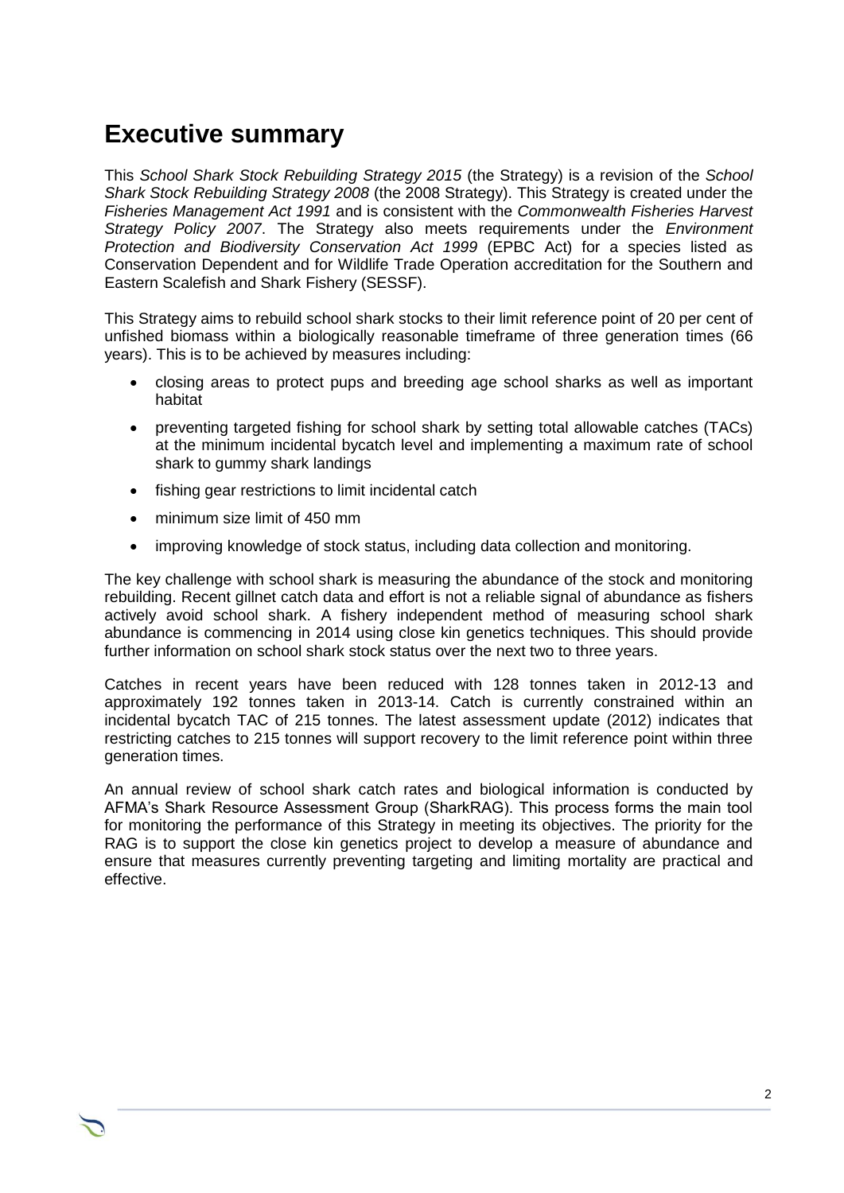# Executive summary

This *School Shark Stock Rebuilding Strategy 2015* (the Strategy) is a revision of the *School Shark Stock Rebuilding Strategy 2008* (the 2008 Strategy). This Strategy is created under the *Fisheries Management Act 1991* and is consistent with the *Commonwealth Fisheries Harvest Strategy Policy 2007*. The Strategy also meets requirements under the *Environment Protection and Biodiversity Conservation Act 1999* (EPBC Act) for a species listed as Conservation Dependent and for Wildlife Trade Operation accreditation for the Southern and Eastern Scalefish and Shark Fishery (SESSF).

This Strategy aims to rebuild school shark stocks to their limit reference point of 20 per cent of unfished biomass within a biologically reasonable timeframe of three generation times (66 years). This is to be achieved by measures including:

- closing areas to protect pups and breeding age school sharks as well as important habitat
- preventing targeted fishing for school shark by setting total allowable catches (TACs) at the minimum incidental bycatch level and implementing a maximum rate of school shark to gummy shark landings
- fishing gear restrictions to limit incidental catch
- minimum size limit of 450 mm
- improving knowledge of stock status, including data collection and monitoring.

The key challenge with school shark is measuring the abundance of the stock and monitoring rebuilding. Recent gillnet catch data and effort is not a reliable signal of abundance as fishers actively avoid school shark. A fishery independent method of measuring school shark abundance is commencing in 2014 using close kin genetics techniques. This should provide further information on school shark stock status over the next two to three years.

Catches in recent years have been reduced with 128 tonnes taken in 2012-13 and approximately 192 tonnes taken in 2013-14. Catch is currently constrained within an incidental bycatch TAC of 215 tonnes. The latest assessment update (2012) indicates that restricting catches to 215 tonnes will support recovery to the limit reference point within three generation times.

An annual review of school shark catch rates and biological information is conducted by AFMA's Shark Resource Assessment Group (SharkRAG). This process forms the main tool for monitoring the performance of this Strategy in meeting its objectives. The priority for the RAG is to support the close kin genetics project to develop a measure of abundance and ensure that measures currently preventing targeting and limiting mortality are practical and effective.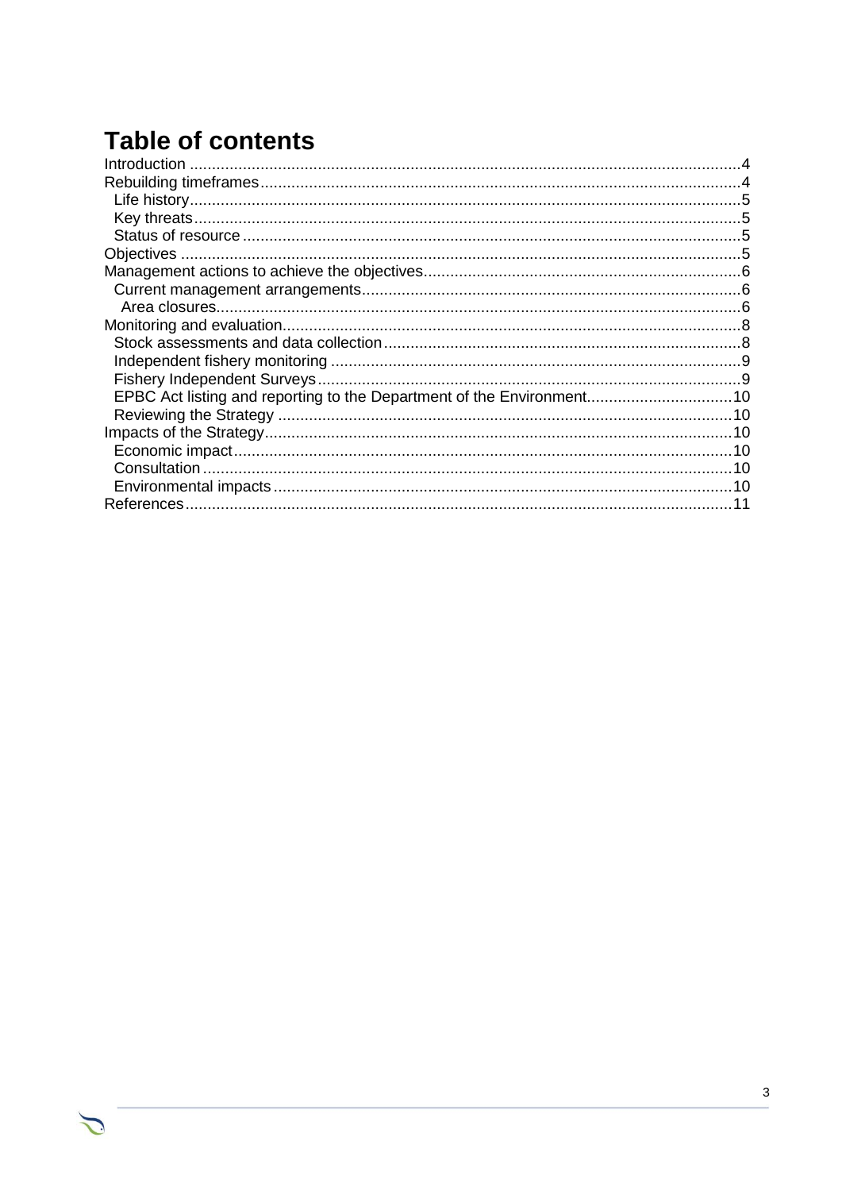# Table of contents

Introduction ....................................................................................................................................4
Rebuilding timeframes....................................................................................................................4
  Life history.....................................................................................................................................5
  Key threats....................................................................................................................................5
  Status of resource .........................................................................................................................5
Objectives .......................................................................................................................................5
Management actions to achieve the objectives.................................................................................6
  Current management arrangements...............................................................................................6
    Area closures.................................................................................................................................6
Monitoring and evaluation.................................................................................................................8
  Stock assessments and data collection..........................................................................................8
  Independent fishery monitoring .....................................................................................................9
  Fishery Independent Surveys.........................................................................................................9
  EPBC Act listing and reporting to the Department of the Environment.................................10
  Reviewing the Strategy ................................................................................................................10
Impacts of the Strategy...................................................................................................................10
  Economic impact..........................................................................................................................10
  Consultation.................................................................................................................................10
  Environmental impacts.................................................................................................................10
References.....................................................................................................................................11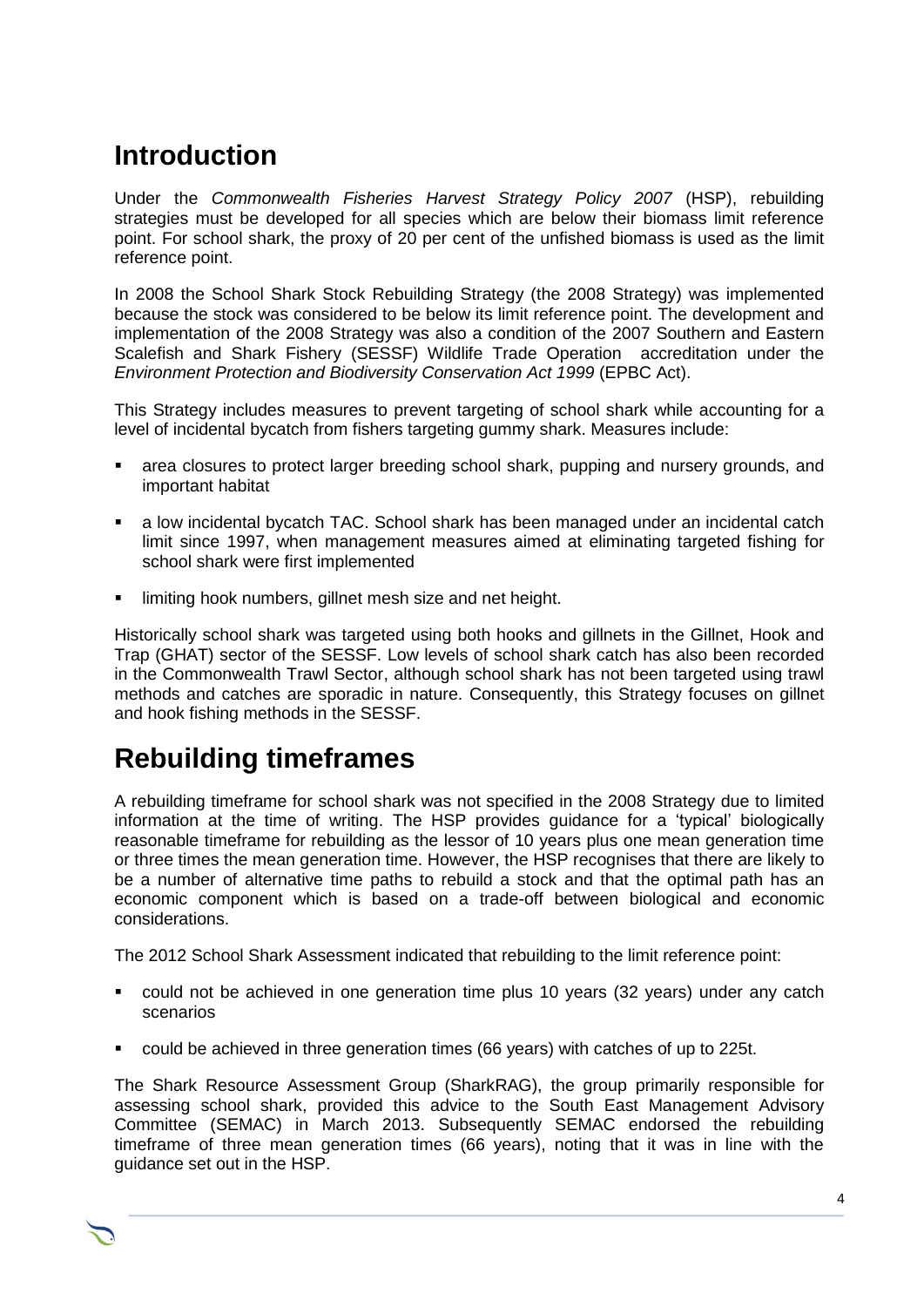# Introduction

Under the *Commonwealth Fisheries Harvest Strategy Policy 2007* (HSP), rebuilding strategies must be developed for all species which are below their biomass limit reference point. For school shark, the proxy of 20 per cent of the unfished biomass is used as the limit reference point.

In 2008 the School Shark Stock Rebuilding Strategy (the 2008 Strategy) was implemented because the stock was considered to be below its limit reference point. The development and implementation of the 2008 Strategy was also a condition of the 2007 Southern and Eastern Scalefish and Shark Fishery (SESSF) Wildlife Trade Operation accreditation under the *Environment Protection and Biodiversity Conservation Act 1999* (EPBC Act).

This Strategy includes measures to prevent targeting of school shark while accounting for a level of incidental bycatch from fishers targeting gummy shark. Measures include:

- area closures to protect larger breeding school shark, pupping and nursery grounds, and important habitat
- a low incidental bycatch TAC. School shark has been managed under an incidental catch limit since 1997, when management measures aimed at eliminating targeted fishing for school shark were first implemented
- limiting hook numbers, gillnet mesh size and net height.

Historically school shark was targeted using both hooks and gillnets in the Gillnet, Hook and Trap (GHAT) sector of the SESSF. Low levels of school shark catch has also been recorded in the Commonwealth Trawl Sector, although school shark has not been targeted using trawl methods and catches are sporadic in nature. Consequently, this Strategy focuses on gillnet and hook fishing methods in the SESSF.

# Rebuilding timeframes

A rebuilding timeframe for school shark was not specified in the 2008 Strategy due to limited information at the time of writing. The HSP provides guidance for a 'typical' biologically reasonable timeframe for rebuilding as the lessor of 10 years plus one mean generation time or three times the mean generation time. However, the HSP recognises that there are likely to be a number of alternative time paths to rebuild a stock and that the optimal path has an economic component which is based on a trade-off between biological and economic considerations.

The 2012 School Shark Assessment indicated that rebuilding to the limit reference point:

- could not be achieved in one generation time plus 10 years (32 years) under any catch scenarios
- could be achieved in three generation times (66 years) with catches of up to 225t.

The Shark Resource Assessment Group (SharkRAG), the group primarily responsible for assessing school shark, provided this advice to the South East Management Advisory Committee (SEMAC) in March 2013. Subsequently SEMAC endorsed the rebuilding timeframe of three mean generation times (66 years), noting that it was in line with the guidance set out in the HSP.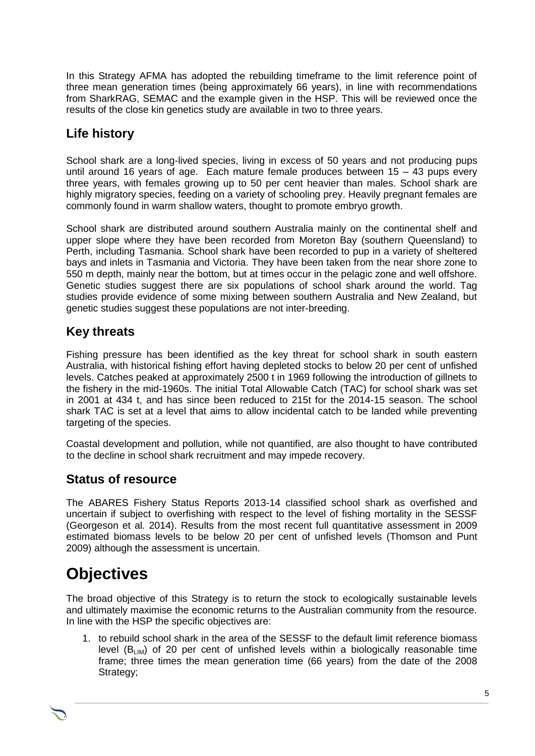In this Strategy AFMA has adopted the rebuilding timeframe to the limit reference point of three mean generation times (being approximately 66 years), in line with recommendations from SharkRAG, SEMAC and the example given in the HSP. This will be reviewed once the results of the close kin genetics study are available in two to three years.

## Life history

School shark are a long-lived species, living in excess of 50 years and not producing pups until around 16 years of age. Each mature female produces between 15 – 43 pups every three years, with females growing up to 50 per cent heavier than males. School shark are highly migratory species, feeding on a variety of schooling prey. Heavily pregnant females are commonly found in warm shallow waters, thought to promote embryo growth.

School shark are distributed around southern Australia mainly on the continental shelf and upper slope where they have been recorded from Moreton Bay (southern Queensland) to Perth, including Tasmania. School shark have been recorded to pup in a variety of sheltered bays and inlets in Tasmania and Victoria. They have been taken from the near shore zone to 550 m depth, mainly near the bottom, but at times occur in the pelagic zone and well offshore. Genetic studies suggest there are six populations of school shark around the world. Tag studies provide evidence of some mixing between southern Australia and New Zealand, but genetic studies suggest these populations are not inter-breeding.

## Key threats

Fishing pressure has been identified as the key threat for school shark in south eastern Australia, with historical fishing effort having depleted stocks to below 20 per cent of unfished levels. Catches peaked at approximately 2500 t in 1969 following the introduction of gillnets to the fishery in the mid-1960s. The initial Total Allowable Catch (TAC) for school shark was set in 2001 at 434 t, and has since been reduced to 215t for the 2014-15 season. The school shark TAC is set at a level that aims to allow incidental catch to be landed while preventing targeting of the species.

Coastal development and pollution, while not quantified, are also thought to have contributed to the decline in school shark recruitment and may impede recovery.

## Status of resource

The ABARES Fishery Status Reports 2013-14 classified school shark as overfished and uncertain if subject to overfishing with respect to the level of fishing mortality in the SESSF (Georgeson et al*.* 2014). Results from the most recent full quantitative assessment in 2009 estimated biomass levels to be below 20 per cent of unfished levels (Thomson and Punt 2009) although the assessment is uncertain.

# Objectives

The broad objective of this Strategy is to return the stock to ecologically sustainable levels and ultimately maximise the economic returns to the Australian community from the resource. In line with the HSP the specific objectives are:

1. to rebuild school shark in the area of the SESSF to the default limit reference biomass level ($B_{LIM}$) of 20 per cent of unfished levels within a biologically reasonable time frame; three times the mean generation time (66 years) from the date of the 2008 Strategy;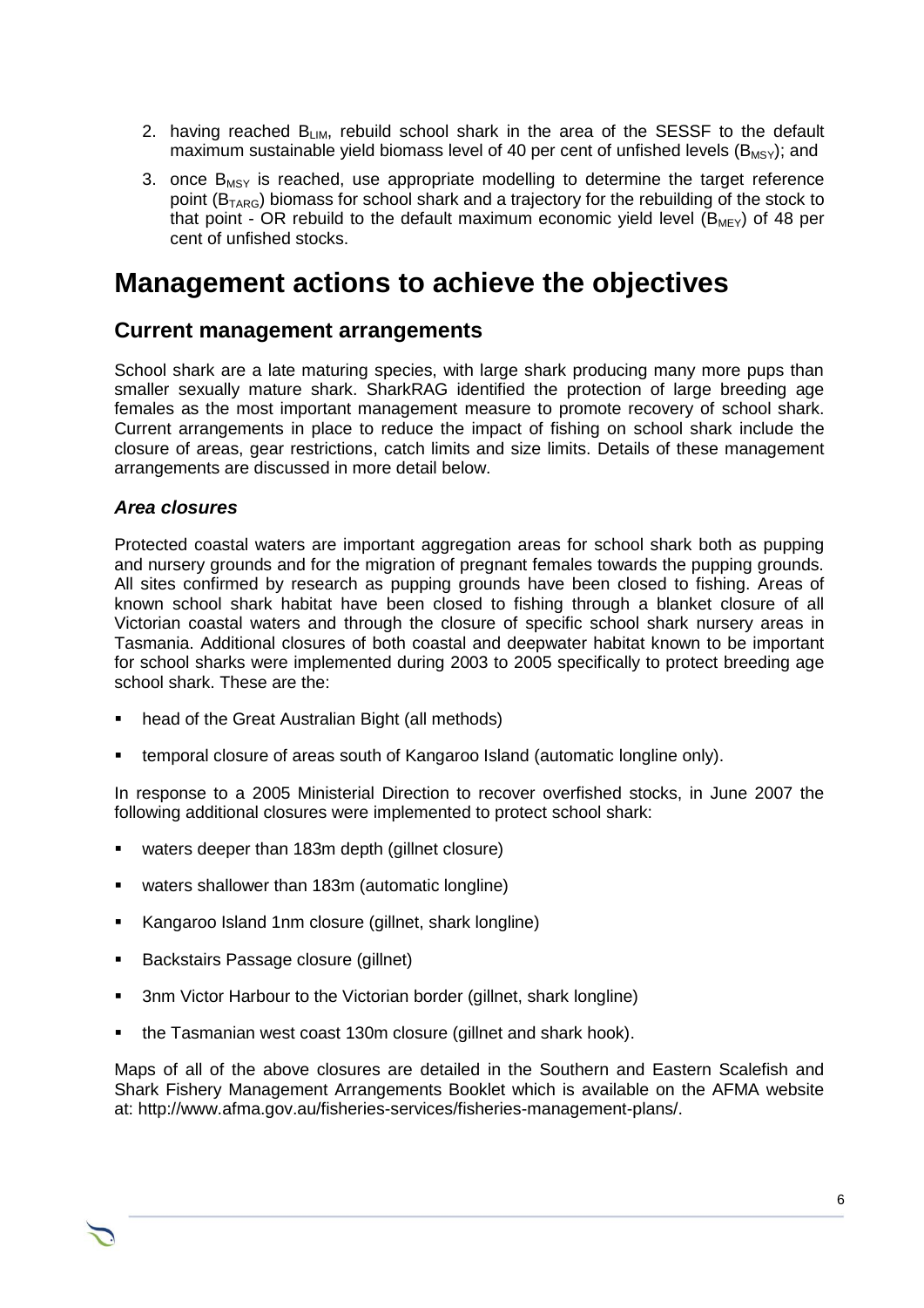2. having reached $B_{LIM}$, rebuild school shark in the area of the SESSF to the default maximum sustainable yield biomass level of 40 per cent of unfished levels ($B_{MSY}$); and
3. once $B_{MSY}$ is reached, use appropriate modelling to determine the target reference point ($B_{TARG}$) biomass for school shark and a trajectory for the rebuilding of the stock to that point - OR rebuild to the default maximum economic yield level ($B_{MEY}$) of 48 per cent of unfished stocks.

# Management actions to achieve the objectives

## Current management arrangements

School shark are a late maturing species, with large shark producing many more pups than smaller sexually mature shark. SharkRAG identified the protection of large breeding age females as the most important management measure to promote recovery of school shark. Current arrangements in place to reduce the impact of fishing on school shark include the closure of areas, gear restrictions, catch limits and size limits. Details of these management arrangements are discussed in more detail below.

### *Area closures*

Protected coastal waters are important aggregation areas for school shark both as pupping and nursery grounds and for the migration of pregnant females towards the pupping grounds. All sites confirmed by research as pupping grounds have been closed to fishing. Areas of known school shark habitat have been closed to fishing through a blanket closure of all Victorian coastal waters and through the closure of specific school shark nursery areas in Tasmania. Additional closures of both coastal and deepwater habitat known to be important for school sharks were implemented during 2003 to 2005 specifically to protect breeding age school shark. These are the:

- head of the Great Australian Bight (all methods)
- temporal closure of areas south of Kangaroo Island (automatic longline only).

In response to a 2005 Ministerial Direction to recover overfished stocks, in June 2007 the following additional closures were implemented to protect school shark:

- waters deeper than 183m depth (gillnet closure)
- waters shallower than 183m (automatic longline)
- Kangaroo Island 1nm closure (gillnet, shark longline)
- Backstairs Passage closure (gillnet)
- 3nm Victor Harbour to the Victorian border (gillnet, shark longline)
- the Tasmanian west coast 130m closure (gillnet and shark hook).

Maps of all of the above closures are detailed in the Southern and Eastern Scalefish and Shark Fishery Management Arrangements Booklet which is available on the AFMA website at: http://www.afma.gov.au/fisheries-services/fisheries-management-plans/.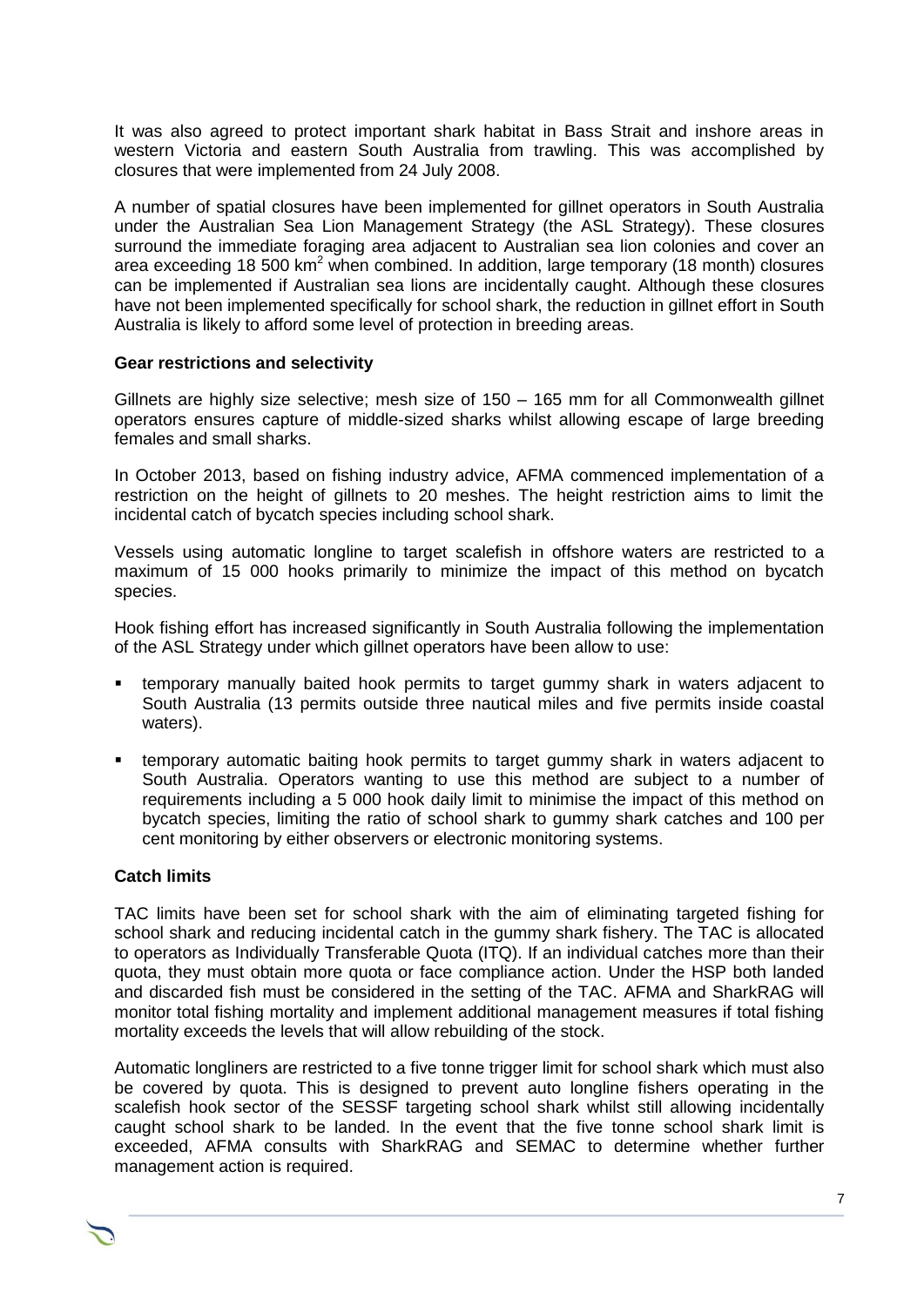It was also agreed to protect important shark habitat in Bass Strait and inshore areas in western Victoria and eastern South Australia from trawling. This was accomplished by closures that were implemented from 24 July 2008.

A number of spatial closures have been implemented for gillnet operators in South Australia under the Australian Sea Lion Management Strategy (the ASL Strategy). These closures surround the immediate foraging area adjacent to Australian sea lion colonies and cover an area exceeding 18 500 $km^2$ when combined. In addition, large temporary (18 month) closures can be implemented if Australian sea lions are incidentally caught. Although these closures have not been implemented specifically for school shark, the reduction in gillnet effort in South Australia is likely to afford some level of protection in breeding areas.

**Gear restrictions and selectivity**

Gillnets are highly size selective; mesh size of 150 – 165 mm for all Commonwealth gillnet operators ensures capture of middle-sized sharks whilst allowing escape of large breeding females and small sharks.

In October 2013, based on fishing industry advice, AFMA commenced implementation of a restriction on the height of gillnets to 20 meshes. The height restriction aims to limit the incidental catch of bycatch species including school shark.

Vessels using automatic longline to target scalefish in offshore waters are restricted to a maximum of 15 000 hooks primarily to minimize the impact of this method on bycatch species.

Hook fishing effort has increased significantly in South Australia following the implementation of the ASL Strategy under which gillnet operators have been allow to use:

- temporary manually baited hook permits to target gummy shark in waters adjacent to South Australia (13 permits outside three nautical miles and five permits inside coastal waters).
- temporary automatic baiting hook permits to target gummy shark in waters adjacent to South Australia. Operators wanting to use this method are subject to a number of requirements including a 5 000 hook daily limit to minimise the impact of this method on bycatch species, limiting the ratio of school shark to gummy shark catches and 100 per cent monitoring by either observers or electronic monitoring systems.

**Catch limits**

TAC limits have been set for school shark with the aim of eliminating targeted fishing for school shark and reducing incidental catch in the gummy shark fishery. The TAC is allocated to operators as Individually Transferable Quota (ITQ). If an individual catches more than their quota, they must obtain more quota or face compliance action. Under the HSP both landed and discarded fish must be considered in the setting of the TAC. AFMA and SharkRAG will monitor total fishing mortality and implement additional management measures if total fishing mortality exceeds the levels that will allow rebuilding of the stock.

Automatic longliners are restricted to a five tonne trigger limit for school shark which must also be covered by quota. This is designed to prevent auto longline fishers operating in the scalefish hook sector of the SESSF targeting school shark whilst still allowing incidentally caught school shark to be landed. In the event that the five tonne school shark limit is exceeded, AFMA consults with SharkRAG and SEMAC to determine whether further management action is required.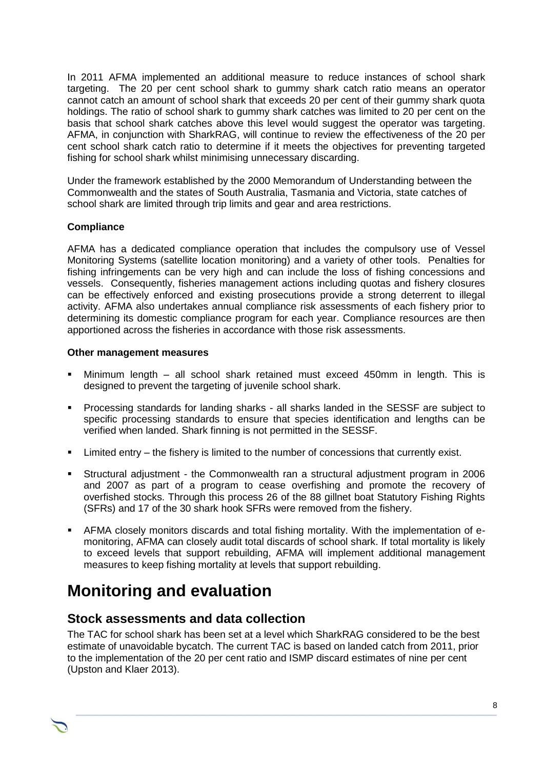In 2011 AFMA implemented an additional measure to reduce instances of school shark targeting. The 20 per cent school shark to gummy shark catch ratio means an operator cannot catch an amount of school shark that exceeds 20 per cent of their gummy shark quota holdings. The ratio of school shark to gummy shark catches was limited to 20 per cent on the basis that school shark catches above this level would suggest the operator was targeting. AFMA, in conjunction with SharkRAG, will continue to review the effectiveness of the 20 per cent school shark catch ratio to determine if it meets the objectives for preventing targeted fishing for school shark whilst minimising unnecessary discarding.

Under the framework established by the 2000 Memorandum of Understanding between the Commonwealth and the states of South Australia, Tasmania and Victoria, state catches of school shark are limited through trip limits and gear and area restrictions.

**Compliance**

AFMA has a dedicated compliance operation that includes the compulsory use of Vessel Monitoring Systems (satellite location monitoring) and a variety of other tools. Penalties for fishing infringements can be very high and can include the loss of fishing concessions and vessels. Consequently, fisheries management actions including quotas and fishery closures can be effectively enforced and existing prosecutions provide a strong deterrent to illegal activity. AFMA also undertakes annual compliance risk assessments of each fishery prior to determining its domestic compliance program for each year. Compliance resources are then apportioned across the fisheries in accordance with those risk assessments.

**Other management measures**

- Minimum length – all school shark retained must exceed 450mm in length. This is designed to prevent the targeting of juvenile school shark.
- Processing standards for landing sharks - all sharks landed in the SESSF are subject to specific processing standards to ensure that species identification and lengths can be verified when landed. Shark finning is not permitted in the SESSF.
- Limited entry – the fishery is limited to the number of concessions that currently exist.
- Structural adjustment - the Commonwealth ran a structural adjustment program in 2006 and 2007 as part of a program to cease overfishing and promote the recovery of overfished stocks. Through this process 26 of the 88 gillnet boat Statutory Fishing Rights (SFRs) and 17 of the 30 shark hook SFRs were removed from the fishery.
- AFMA closely monitors discards and total fishing mortality. With the implementation of e-monitoring, AFMA can closely audit total discards of school shark. If total mortality is likely to exceed levels that support rebuilding, AFMA will implement additional management measures to keep fishing mortality at levels that support rebuilding.

# Monitoring and evaluation

## Stock assessments and data collection

The TAC for school shark has been set at a level which SharkRAG considered to be the best estimate of unavoidable bycatch. The current TAC is based on landed catch from 2011, prior to the implementation of the 20 per cent ratio and ISMP discard estimates of nine per cent (Upston and Klaer 2013).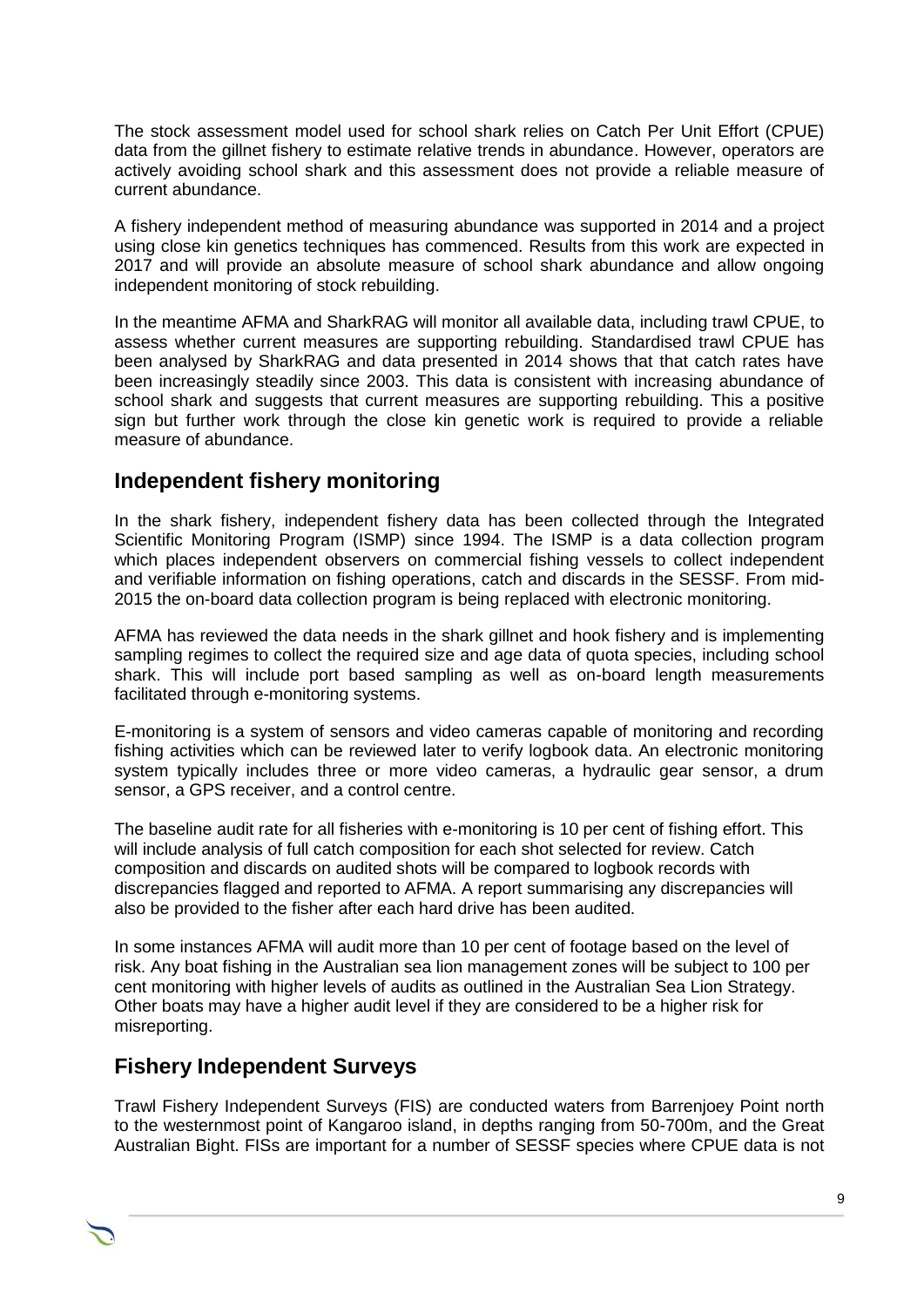The stock assessment model used for school shark relies on Catch Per Unit Effort (CPUE) data from the gillnet fishery to estimate relative trends in abundance. However, operators are actively avoiding school shark and this assessment does not provide a reliable measure of current abundance.

A fishery independent method of measuring abundance was supported in 2014 and a project using close kin genetics techniques has commenced. Results from this work are expected in 2017 and will provide an absolute measure of school shark abundance and allow ongoing independent monitoring of stock rebuilding.

In the meantime AFMA and SharkRAG will monitor all available data, including trawl CPUE, to assess whether current measures are supporting rebuilding. Standardised trawl CPUE has been analysed by SharkRAG and data presented in 2014 shows that that catch rates have been increasingly steadily since 2003. This data is consistent with increasing abundance of school shark and suggests that current measures are supporting rebuilding. This a positive sign but further work through the close kin genetic work is required to provide a reliable measure of abundance.

## Independent fishery monitoring

In the shark fishery, independent fishery data has been collected through the Integrated Scientific Monitoring Program (ISMP) since 1994. The ISMP is a data collection program which places independent observers on commercial fishing vessels to collect independent and verifiable information on fishing operations, catch and discards in the SESSF. From mid-2015 the on-board data collection program is being replaced with electronic monitoring.

AFMA has reviewed the data needs in the shark gillnet and hook fishery and is implementing sampling regimes to collect the required size and age data of quota species, including school shark. This will include port based sampling as well as on-board length measurements facilitated through e-monitoring systems.

E-monitoring is a system of sensors and video cameras capable of monitoring and recording fishing activities which can be reviewed later to verify logbook data. An electronic monitoring system typically includes three or more video cameras, a hydraulic gear sensor, a drum sensor, a GPS receiver, and a control centre.

The baseline audit rate for all fisheries with e-monitoring is 10 per cent of fishing effort. This will include analysis of full catch composition for each shot selected for review. Catch composition and discards on audited shots will be compared to logbook records with discrepancies flagged and reported to AFMA. A report summarising any discrepancies will also be provided to the fisher after each hard drive has been audited.

In some instances AFMA will audit more than 10 per cent of footage based on the level of risk. Any boat fishing in the Australian sea lion management zones will be subject to 100 per cent monitoring with higher levels of audits as outlined in the Australian Sea Lion Strategy. Other boats may have a higher audit level if they are considered to be a higher risk for misreporting.

## Fishery Independent Surveys

Trawl Fishery Independent Surveys (FIS) are conducted waters from Barrenjoey Point north to the westernmost point of Kangaroo island, in depths ranging from 50-700m, and the Great Australian Bight. FISs are important for a number of SESSF species where CPUE data is not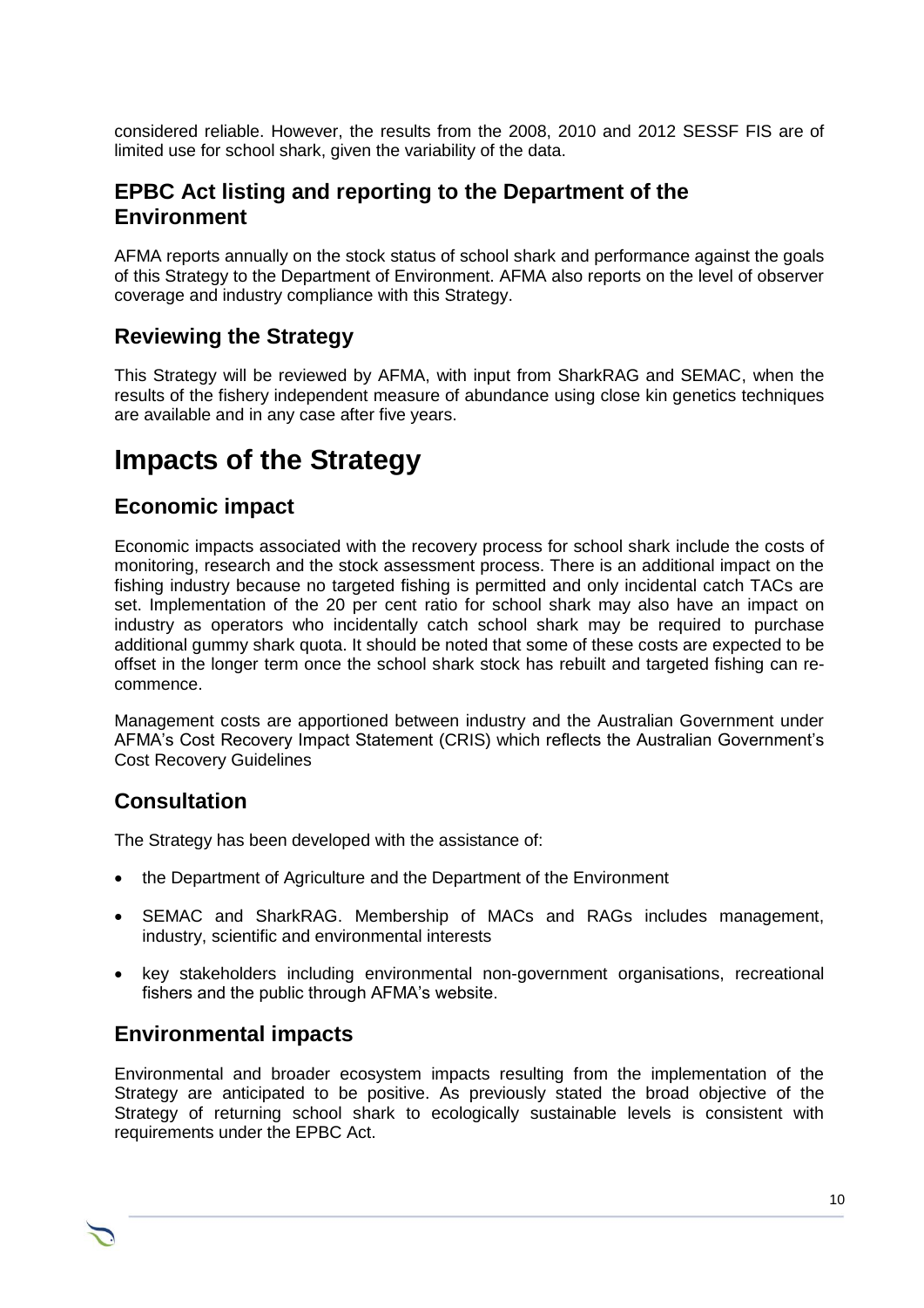considered reliable. However, the results from the 2008, 2010 and 2012 SESSF FIS are of limited use for school shark, given the variability of the data.

## EPBC Act listing and reporting to the Department of the Environment

AFMA reports annually on the stock status of school shark and performance against the goals of this Strategy to the Department of Environment. AFMA also reports on the level of observer coverage and industry compliance with this Strategy.

## Reviewing the Strategy

This Strategy will be reviewed by AFMA, with input from SharkRAG and SEMAC, when the results of the fishery independent measure of abundance using close kin genetics techniques are available and in any case after five years.

# Impacts of the Strategy

## Economic impact

Economic impacts associated with the recovery process for school shark include the costs of monitoring, research and the stock assessment process. There is an additional impact on the fishing industry because no targeted fishing is permitted and only incidental catch TACs are set. Implementation of the 20 per cent ratio for school shark may also have an impact on industry as operators who incidentally catch school shark may be required to purchase additional gummy shark quota. It should be noted that some of these costs are expected to be offset in the longer term once the school shark stock has rebuilt and targeted fishing can re-commence.

Management costs are apportioned between industry and the Australian Government under AFMA's Cost Recovery Impact Statement (CRIS) which reflects the Australian Government's Cost Recovery Guidelines

## Consultation

The Strategy has been developed with the assistance of:

- the Department of Agriculture and the Department of the Environment
- SEMAC and SharkRAG. Membership of MACs and RAGs includes management, industry, scientific and environmental interests
- key stakeholders including environmental non-government organisations, recreational fishers and the public through AFMA's website.

## Environmental impacts

Environmental and broader ecosystem impacts resulting from the implementation of the Strategy are anticipated to be positive. As previously stated the broad objective of the Strategy of returning school shark to ecologically sustainable levels is consistent with requirements under the EPBC Act.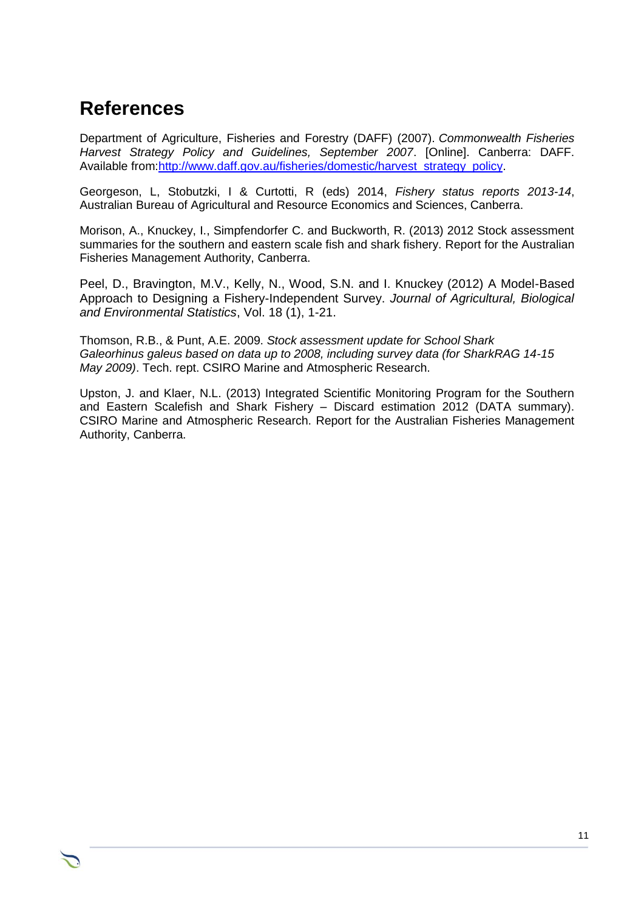# References

Department of Agriculture, Fisheries and Forestry (DAFF) (2007). *Commonwealth Fisheries Harvest Strategy Policy and Guidelines, September 2007*. [Online]. Canberra: DAFF. Available from:[http://www.daff.gov.au/fisheries/domestic/harvest_strategy_policy](http://www.daff.gov.au/fisheries/domestic/harvest_strategy_policy).

Georgeson, L, Stobutzki, I & Curtotti, R (eds) 2014, *Fishery status reports 2013-14*, Australian Bureau of Agricultural and Resource Economics and Sciences, Canberra.

Morison, A., Knuckey, I., Simpfendorfer C. and Buckworth, R. (2013) 2012 Stock assessment summaries for the southern and eastern scale fish and shark fishery. Report for the Australian Fisheries Management Authority, Canberra.

Peel, D., Bravington, M.V., Kelly, N., Wood, S.N. and I. Knuckey (2012) A Model-Based Approach to Designing a Fishery-Independent Survey. *Journal of Agricultural, Biological and Environmental Statistics*, Vol. 18 (1), 1-21.

Thomson, R.B., & Punt, A.E. 2009. *Stock assessment update for School Shark Galeorhinus galeus based on data up to 2008, including survey data (for SharkRAG 14-15 May 2009)*. Tech. rept. CSIRO Marine and Atmospheric Research.

Upston, J. and Klaer, N.L. (2013) Integrated Scientific Monitoring Program for the Southern and Eastern Scalefish and Shark Fishery – Discard estimation 2012 (DATA summary). CSIRO Marine and Atmospheric Research. Report for the Australian Fisheries Management Authority, Canberra.